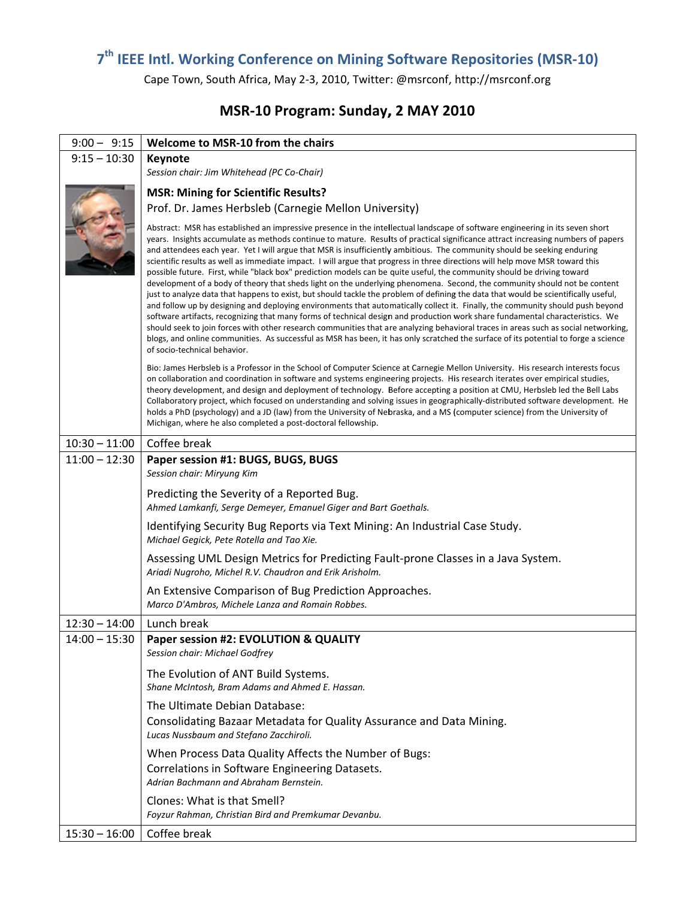# 7th IEEE Intl. Working Conference on Mining Software Repositories (MSR-10)

Cape Town, South Africa, May 2-3, 2010, Twitter: @msrconf, http://msrconf.org

## MSR-10 Program: Sunday, 2 MAY 2010

| Time | Session |
|---|---|
| 9:00 – 9:15 | **Welcome to MSR-10 from the chairs** |
| 9:15 – 10:30 | **Keynote**<br>*Session chair: Jim Whitehead (PC Co-Chair)*<br><br>**MSR: Mining for Scientific Results?**<br>Prof. Dr. James Herbsleb (Carnegie Mellon University)<br><br>Abstract: MSR has established an impressive presence in the intellectual landscape of software engineering in its seven short years. Insights accumulate as methods continue to mature. Results of practical significance attract increasing numbers of papers and attendees each year. Yet I will argue that MSR is insufficiently ambitious. The community should be seeking enduring scientific results as well as immediate impact. I will argue that progress in three directions will help move MSR toward this possible future. First, while "black box" prediction models can be quite useful, the community should be driving toward development of a body of theory that sheds light on the underlying phenomena. Second, the community should not be content just to analyze data that happens to exist, but should tackle the problem of defining the data that would be scientifically useful, and follow up by designing and deploying environments that automatically collect it. Finally, the community should push beyond software artifacts, recognizing that many forms of technical design and production work share fundamental characteristics. We should seek to join forces with other research communities that are analyzing behavioral traces in areas such as social networking, blogs, and online communities. As successful as MSR has been, it has only scratched the surface of its potential to forge a science of socio-technical behavior.<br><br>Bio: James Herbsleb is a Professor in the School of Computer Science at Carnegie Mellon University. His research interests focus on collaboration and coordination in software and systems engineering projects. His research iterates over empirical studies, theory development, and design and deployment of technology. Before accepting a position at CMU, Herbsleb led the Bell Labs Collaboratory project, which focused on understanding and solving issues in geographically-distributed software development. He holds a PhD (psychology) and a JD (law) from the University of Nebraska, and a MS (computer science) from the University of Michigan, where he also completed a post-doctoral fellowship. |
| 10:30 – 11:00 | Coffee break |
| 11:00 – 12:30 | **Paper session #1: BUGS, BUGS, BUGS**<br>*Session chair: Miryung Kim*<br><br>Predicting the Severity of a Reported Bug.<br>*Ahmed Lamkanfi, Serge Demeyer, Emanuel Giger and Bart Goethals.*<br><br>Identifying Security Bug Reports via Text Mining: An Industrial Case Study.<br>*Michael Gegick, Pete Rotella and Tao Xie.*<br><br>Assessing UML Design Metrics for Predicting Fault-prone Classes in a Java System.<br>*Ariadi Nugroho, Michel R.V. Chaudron and Erik Arisholm.*<br><br>An Extensive Comparison of Bug Prediction Approaches.<br>*Marco D'Ambros, Michele Lanza and Romain Robbes.* |
| 12:30 – 14:00 | Lunch break |
| 14:00 – 15:30 | **Paper session #2: EVOLUTION & QUALITY**<br>*Session chair: Michael Godfrey*<br><br>The Evolution of ANT Build Systems.<br>*Shane McIntosh, Bram Adams and Ahmed E. Hassan.*<br><br>The Ultimate Debian Database:<br>Consolidating Bazaar Metadata for Quality Assurance and Data Mining.<br>*Lucas Nussbaum and Stefano Zacchiroli.*<br><br>When Process Data Quality Affects the Number of Bugs:<br>Correlations in Software Engineering Datasets.<br>*Adrian Bachmann and Abraham Bernstein.*<br><br>Clones: What is that Smell?<br>*Foyzur Rahman, Christian Bird and Premkumar Devanbu.* |
| 15:30 – 16:00 | Coffee break |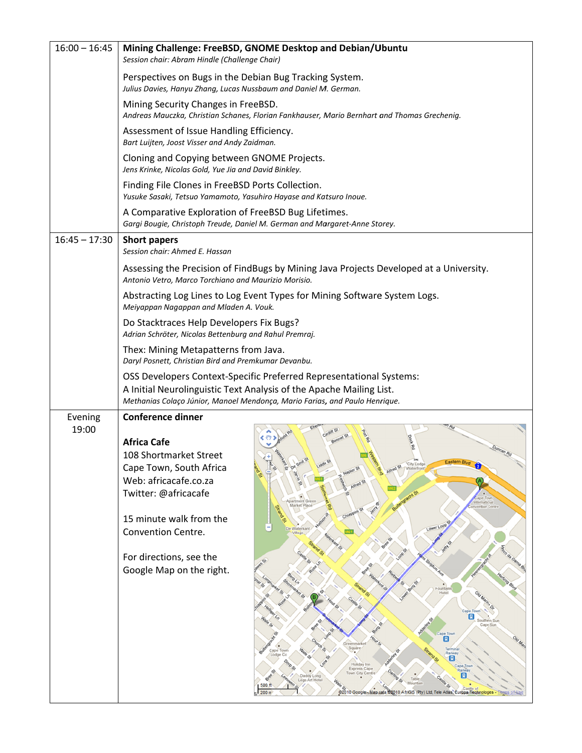| | |
|---|---|
| 16:00 – 16:45 | **Mining Challenge: FreeBSD, GNOME Desktop and Debian/Ubuntu**<br>*Session chair: Abram Hindle (Challenge Chair)*<br><br>Perspectives on Bugs in the Debian Bug Tracking System.<br>*Julius Davies, Hanyu Zhang, Lucas Nussbaum and Daniel M. German.*<br><br>Mining Security Changes in FreeBSD.<br>*Andreas Mauczka, Christian Schanes, Florian Fankhauser, Mario Bernhart and Thomas Grechenig.*<br><br>Assessment of Issue Handling Efficiency.<br>*Bart Luijten, Joost Visser and Andy Zaidman.*<br><br>Cloning and Copying between GNOME Projects.<br>*Jens Krinke, Nicolas Gold, Yue Jia and David Binkley.*<br><br>Finding File Clones in FreeBSD Ports Collection.<br>*Yusuke Sasaki, Tetsuo Yamamoto, Yasuhiro Hayase and Katsuro Inoue.*<br><br>A Comparative Exploration of FreeBSD Bug Lifetimes.<br>*Gargi Bougie, Christoph Treude, Daniel M. German and Margaret-Anne Storey.* |
| 16:45 – 17:30 | **Short papers**<br>*Session chair: Ahmed E. Hassan*<br><br>Assessing the Precision of FindBugs by Mining Java Projects Developed at a University.<br>*Antonio Vetro, Marco Torchiano and Maurizio Morisio.*<br><br>Abstracting Log Lines to Log Event Types for Mining Software System Logs.<br>*Meiyappan Nagappan and Mladen A. Vouk.*<br><br>Do Stacktraces Help Developers Fix Bugs?<br>*Adrian Schröter, Nicolas Bettenburg and Rahul Premraj.*<br><br>Thex: Mining Metapatterns from Java.<br>*Daryl Posnett, Christian Bird and Premkumar Devanbu.*<br><br>OSS Developers Context-Specific Preferred Representational Systems: A Initial Neurolinguistic Text Analysis of the Apache Mailing List.<br>*Methanias Colaço Júnior, Manoel Mendonça, Mario Farias, and Paulo Henrique.* |
| Evening 19:00 | **Conference dinner**<br><br>**Africa Cafe**<br>108 Shortmarket Street<br>Cape Town, South Africa<br>Web: africacafe.co.za<br>Twitter: @africacafe<br><br>15 minute walk from the Convention Centre.<br><br>For directions, see the Google Map on the right. |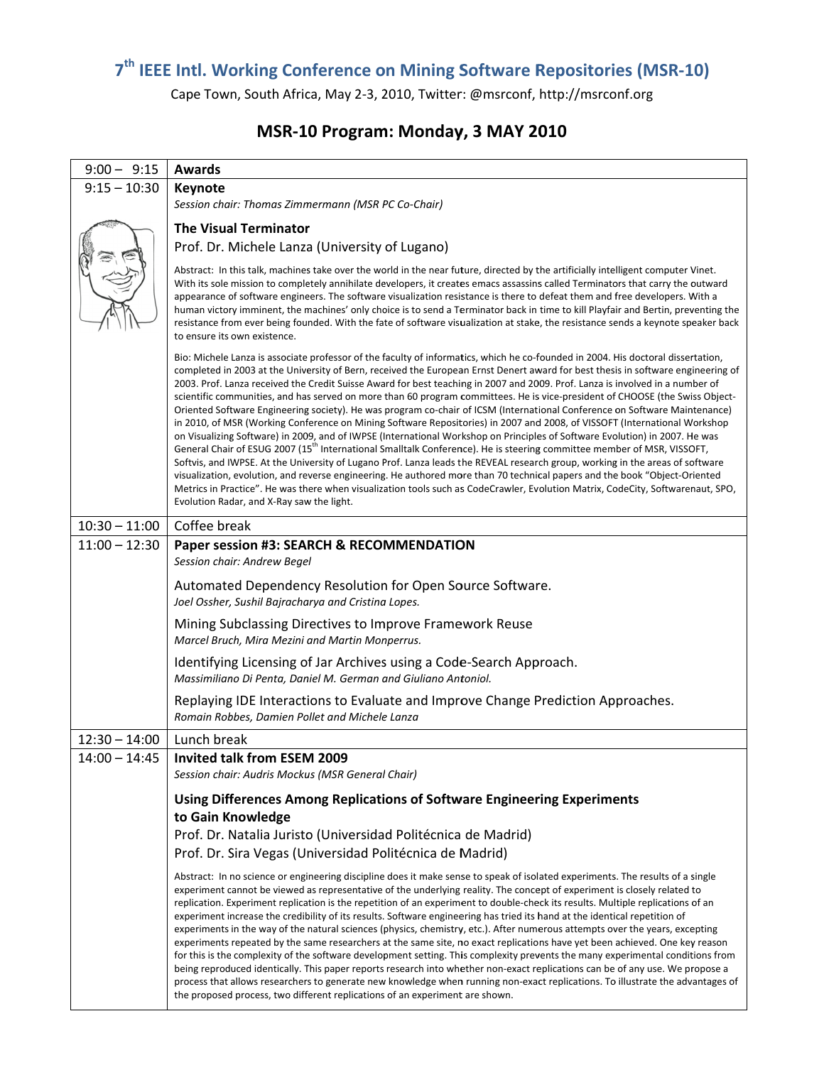# 7th IEEE Intl. Working Conference on Mining Software Repositories (MSR-10)

Cape Town, South Africa, May 2-3, 2010, Twitter: @msrconf, http://msrconf.org

## MSR-10 Program: Monday, 3 MAY 2010

| Time | Session |
| --- | --- |
| 9:00 – 9:15 | **Awards** |
| 9:15 – 10:30 | **Keynote**<br>*Session chair: Thomas Zimmermann (MSR PC Co-Chair)*<br><br>**The Visual Terminator**<br>Prof. Dr. Michele Lanza (University of Lugano)<br><br>Abstract: In this talk, machines take over the world in the near future, directed by the artificially intelligent computer Vinet. With its sole mission to completely annihilate developers, it creates emacs assassins called Terminators that carry the outward appearance of software engineers. The software visualization resistance is there to defeat them and free developers. With a human victory imminent, the machines' only choice is to send a Terminator back in time to kill Playfair and Bertin, preventing the resistance from ever being founded. With the fate of software visualization at stake, the resistance sends a keynote speaker back to ensure its own existence.<br><br>Bio: Michele Lanza is associate professor of the faculty of informatics, which he co-founded in 2004. His doctoral dissertation, completed in 2003 at the University of Bern, received the European Ernst Denert award for best thesis in software engineering of 2003. Prof. Lanza received the Credit Suisse Award for best teaching in 2007 and 2009. Prof. Lanza is involved in a number of scientific communities, and has served on more than 60 program committees. He is vice-president of CHOOSE (the Swiss Object-Oriented Software Engineering society). He was program co-chair of ICSM (International Conference on Software Maintenance) in 2010, of MSR (Working Conference on Mining Software Repositories) in 2007 and 2008, of VISSOFT (International Workshop on Visualizing Software) in 2009, and of IWPSE (International Workshop on Principles of Software Evolution) in 2007. He was General Chair of ESUG 2007 (15th International Smalltalk Conference). He is steering committee member of MSR, VISSOFT, Softvis, and IWPSE. At the University of Lugano Prof. Lanza leads the REVEAL research group, working in the areas of software visualization, evolution, and reverse engineering. He authored more than 70 technical papers and the book "Object-Oriented Metrics in Practice". He was there when visualization tools such as CodeCrawler, Evolution Matrix, CodeCity, Softwarenaut, SPO, Evolution Radar, and X-Ray saw the light. |
| 10:30 – 11:00 | Coffee break |
| 11:00 – 12:30 | **Paper session #3: SEARCH & RECOMMENDATION**<br>*Session chair: Andrew Begel*<br><br>Automated Dependency Resolution for Open Source Software.<br>*Joel Ossher, Sushil Bajracharya and Cristina Lopes.*<br><br>Mining Subclassing Directives to Improve Framework Reuse<br>*Marcel Bruch, Mira Mezini and Martin Monperrus.*<br><br>Identifying Licensing of Jar Archives using a Code-Search Approach.<br>*Massimiliano Di Penta, Daniel M. German and Giuliano Antoniol.*<br><br>Replaying IDE Interactions to Evaluate and Improve Change Prediction Approaches.<br>*Romain Robbes, Damien Pollet and Michele Lanza* |
| 12:30 – 14:00 | Lunch break |
| 14:00 – 14:45 | **Invited talk from ESEM 2009**<br>*Session chair: Audris Mockus (MSR General Chair)*<br><br>**Using Differences Among Replications of Software Engineering Experiments to Gain Knowledge**<br>Prof. Dr. Natalia Juristo (Universidad Politécnica de Madrid)<br>Prof. Dr. Sira Vegas (Universidad Politécnica de Madrid)<br><br>Abstract: In no science or engineering discipline does it make sense to speak of isolated experiments. The results of a single experiment cannot be viewed as representative of the underlying reality. The concept of experiment is closely related to replication. Experiment replication is the repetition of an experiment to double-check its results. Multiple replications of an experiment increase the credibility of its results. Software engineering has tried its hand at the identical repetition of experiments in the way of the natural sciences (physics, chemistry, etc.). After numerous attempts over the years, excepting experiments repeated by the same researchers at the same site, no exact replications have yet been achieved. One key reason for this is the complexity of the software development setting. This complexity prevents the many experimental conditions from being reproduced identically. This paper reports research into whether non-exact replications can be of any use. We propose a process that allows researchers to generate new knowledge when running non-exact replications. To illustrate the advantages of the proposed process, two different replications of an experiment are shown. |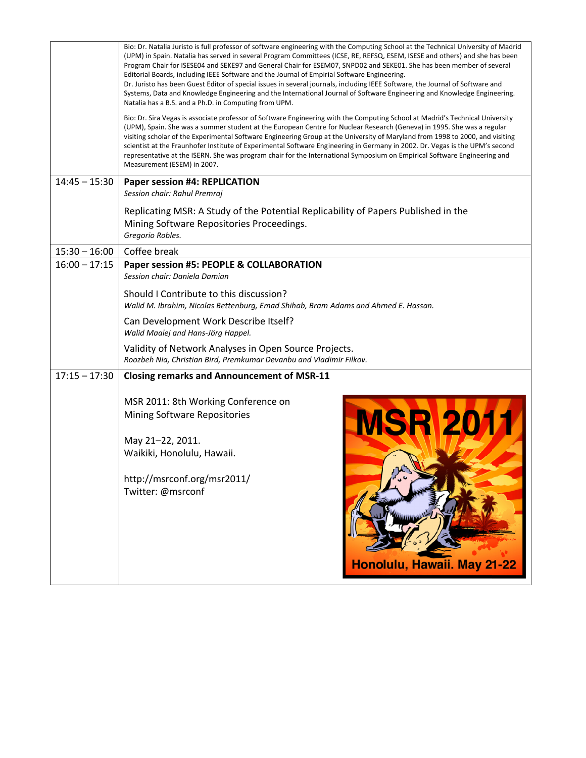| | |
|---|---|
| | Bio: Dr. Natalia Juristo is full professor of software engineering with the Computing School at the Technical University of Madrid (UPM) in Spain. Natalia has served in several Program Committees (ICSE, RE, REFSQ, ESEM, ISESE and others) and she has been Program Chair for ISESE04 and SEKE97 and General Chair for ESEM07, SNPD02 and SEKE01. She has been member of several Editorial Boards, including IEEE Software and the Journal of Empirial Software Engineering. Dr. Juristo has been Guest Editor of special issues in several journals, including IEEE Software, the Journal of Software and Systems, Data and Knowledge Engineering and the International Journal of Software Engineering and Knowledge Engineering. Natalia has a B.S. and a Ph.D. in Computing from UPM. <br><br> Bio: Dr. Sira Vegas is associate professor of Software Engineering with the Computing School at Madrid's Technical University (UPM), Spain. She was a summer student at the European Centre for Nuclear Research (Geneva) in 1995. She was a regular visiting scholar of the Experimental Software Engineering Group at the University of Maryland from 1998 to 2000, and visiting scientist at the Fraunhofer Institute of Experimental Software Engineering in Germany in 2002. Dr. Vegas is the UPM's second representative at the ISERN. She was program chair for the International Symposium on Empirical Software Engineering and Measurement (ESEM) in 2007. |
| 14:45 – 15:30 | **Paper session #4: REPLICATION** <br> *Session chair: Rahul Premraj* <br><br> Replicating MSR: A Study of the Potential Replicability of Papers Published in the Mining Software Repositories Proceedings. <br> *Gregorio Robles.* |
| 15:30 – 16:00 | Coffee break |
| 16:00 – 17:15 | **Paper session #5: PEOPLE & COLLABORATION** <br> *Session chair: Daniela Damian* <br><br> Should I Contribute to this discussion? <br> *Walid M. Ibrahim, Nicolas Bettenburg, Emad Shihab, Bram Adams and Ahmed E. Hassan.* <br><br> Can Development Work Describe Itself? <br> *Walid Maalej and Hans-Jörg Happel.* <br><br> Validity of Network Analyses in Open Source Projects. <br> *Roozbeh Nia, Christian Bird, Premkumar Devanbu and Vladimir Filkov.* |
| 17:15 – 17:30 | **Closing remarks and Announcement of MSR-11** <br><br> MSR 2011: 8th Working Conference on Mining Software Repositories <br><br> May 21–22, 2011. <br> Waikiki, Honolulu, Hawaii. <br><br> http://msrconf.org/msr2011/ <br> Twitter: @msrconf <br><br> MSR 2011 <br> Honolulu, Hawaii. May 21-22 |